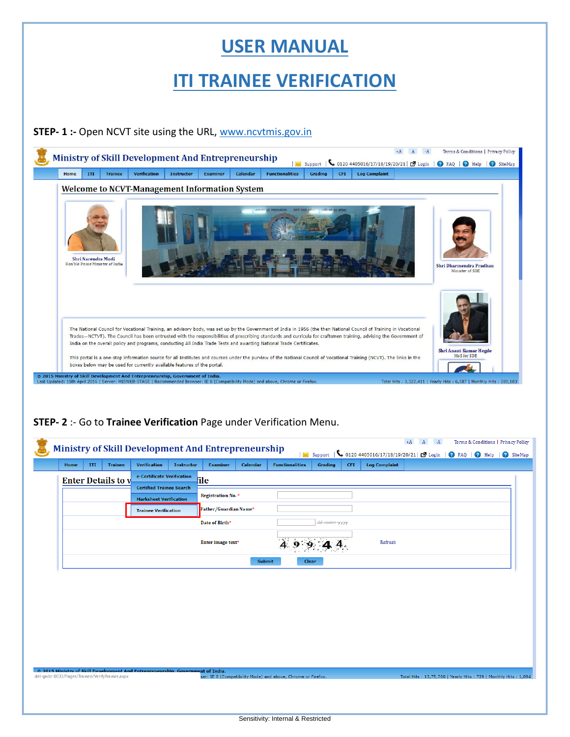# USER MANUAL

# ITI TRAINEE VERIFICATION

**STEP- 1 :-** Open NCVT site using the URL, www.ncvtmis.gov.in

**STEP- 2** :- Go to **Trainee Verification** Page under Verification Menu.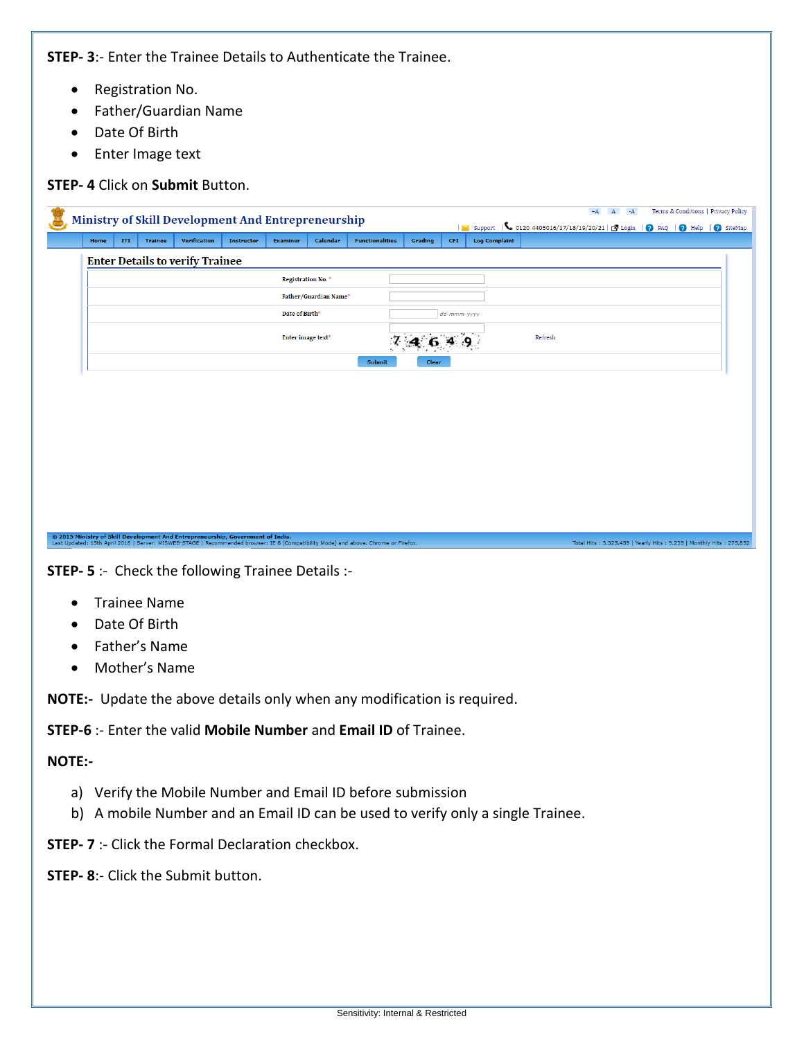**STEP- 3**:- Enter the Trainee Details to Authenticate the Trainee.

- Registration No.
- Father/Guardian Name
- Date Of Birth
- Enter Image text

**STEP- 4** Click on **Submit** Button.

**STEP- 5** :- Check the following Trainee Details :-

- Trainee Name
- Date Of Birth
- Father's Name
- Mother's Name

**NOTE:-** Update the above details only when any modification is required.

**STEP-6** :- Enter the valid **Mobile Number** and **Email ID** of Trainee.

**NOTE:-**

a) Verify the Mobile Number and Email ID before submission
b) A mobile Number and an Email ID can be used to verify only a single Trainee.

**STEP- 7** :- Click the Formal Declaration checkbox.

**STEP- 8**:- Click the Submit button.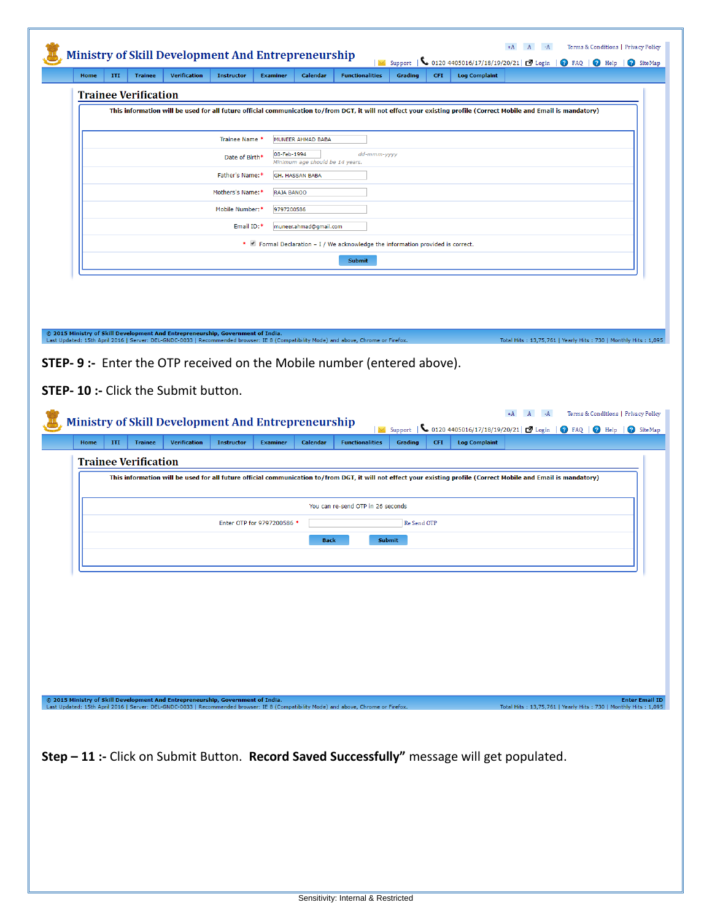**Ministry of Skill Development And Entrepreneurship**

+A A -A Terms & Conditions | Privacy Policy

Support | 0120 4405016/17/18/19/20/21 | Login | FAQ | Help | SiteMap

Home | ITI | Trainee | Verification | Instructor | Examiner | Calendar | Functionalities | Grading | CFI | Log Complaint

## Trainee Verification

This information will be used for all future official communication to/from DGT, it will not effect your existing profile (Correct Mobile and Email is mandatory)

| | |
|---|---|
| Trainee Name * | MUNEER AHMAD BABA |
| Date of Birth* | 08-Feb-1994 dd-mmm-yyyy *Minimum age should be 14 years.* |
| Father's Name:* | GH. HASSAN BABA |
| Mothers's Name:* | RAJA BANOO |
| Mobile Number:* | 9797200586 |
| Email ID:* | muneer.ahmad@gmail.com |

* ☑ Formal Declaration – I / We acknowledge the information provided is correct.

Submit

© 2015 Ministry of Skill Development And Entrepreneurship, Government of India.
Last Updated: 15th April 2016 | Server: DEL-GNDC-0033 | Recommended browser: IE 8 (Compatibility Mode) and above, Chrome or Firefox. Total Hits : 13,75,761 | Yearly Hits : 730 | Monthly Hits : 1,095

**STEP- 9 :-** Enter the OTP received on the Mobile number (entered above).

**STEP- 10 :-** Click the Submit button.

**Ministry of Skill Development And Entrepreneurship**

+A A -A Terms & Conditions | Privacy Policy

Support | 0120 4405016/17/18/19/20/21 | Login | FAQ | Help | SiteMap

Home | ITI | Trainee | Verification | Instructor | Examiner | Calendar | Functionalities | Grading | CFI | Log Complaint

## Trainee Verification

This information will be used for all future official communication to/from DGT, it will not effect your existing profile (Correct Mobile and Email is mandatory)

You can re-send OTP in 25 seconds

Enter OTP for 9797200586 * [ ] Re Send OTP

Back Submit

© 2015 Ministry of Skill Development And Entrepreneurship, Government of India. Enter Email ID
Last Updated: 15th April 2016 | Server: DEL-GNDC-0033 | Recommended browser: IE 8 (Compatibility Mode) and above, Chrome or Firefox. Total Hits : 13,75,761 | Yearly Hits : 730 | Monthly Hits : 1,095

**Step – 11 :-** Click on Submit Button. **Record Saved Successfully"** message will get populated.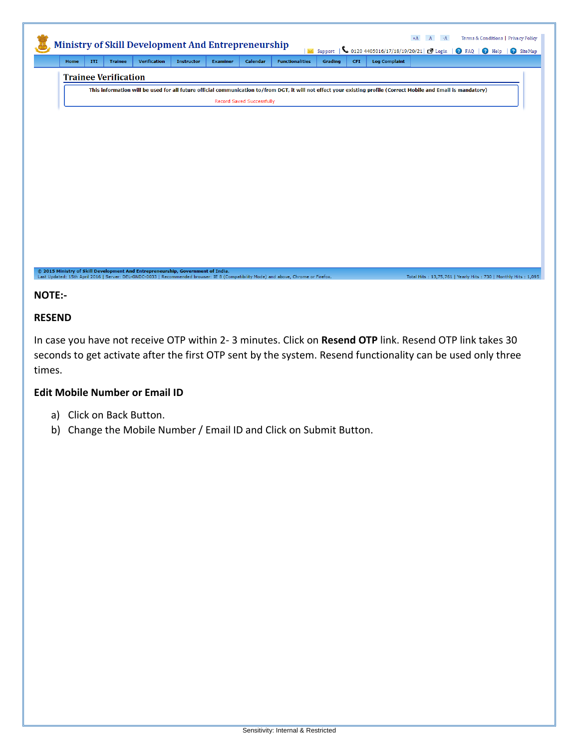Ministry of Skill Development And Entrepreneurship

+A A -A Terms & Conditions | Privacy Policy

Support | 0120 4405016/17/18/19/20/21 | Login | FAQ | Help | Site Map

Home | ITI | Trainee | Verification | Instructor | Examiner | Calendar | Functionalities | Grading | CFI | Log Complaint

**Trainee Verification**

This information will be used for all future official communication to/from DGT, it will not effect your existing profile (Correct Mobile and Email is mandatory)

Record Saved Successfully

© 2015 Ministry of Skill Development And Entrepreneurship, Government of India.
Last Updated: 15th April 2016 | Server: DEL-GNDC-0033 | Recommended browser: IE 8 (Compatibility Mode) and above, Chrome or Firefox.
Total Hits : 13,75,761 | Yearly Hits : 730 | Monthly Hits : 1,095

**NOTE:-**

**RESEND**

In case you have not receive OTP within 2- 3 minutes. Click on **Resend OTP** link. Resend OTP link takes 30 seconds to get activate after the first OTP sent by the system. Resend functionality can be used only three times.

**Edit Mobile Number or Email ID**

a) Click on Back Button.
b) Change the Mobile Number / Email ID and Click on Submit Button.